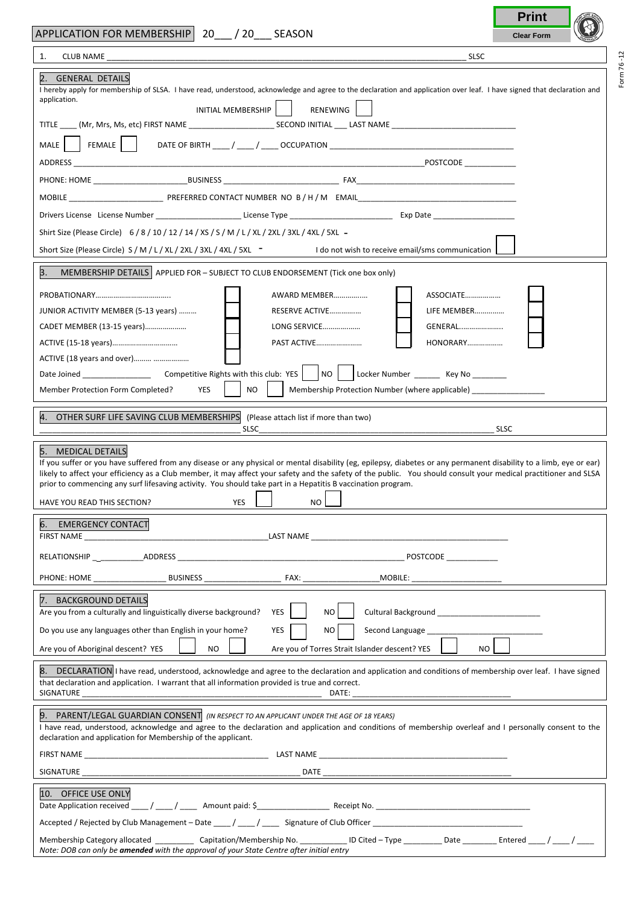# APPLICATION FOR MEMBERSHIP 20___ / 20___ SEASON

Print

Clear Form

Form 76 -12

1. CLUB NAME ______________________________________________________________________________ SLSC

## 2. GENERAL DETAILS

I hereby apply for membership of SLSA. I have read, understood, acknowledge and agree to the declaration and application over leaf. I have signed that declaration and application.

INITIAL MEMBERSHIP ☐ RENEWING ☐

TITLE ____ (Mr, Mrs, Ms, etc) FIRST NAME ____________________ SECOND INITIAL ___ LAST NAME ____________________________

MALE ☐ FEMALE ☐ DATE OF BIRTH ____ / ____ / ____ OCCUPATION __________________________________________

ADDRESS ________________________________________________________________________________POSTCODE ____________

PHONE: HOME ______________________BUSINESS ___________________________ FAX______________________________________

MOBILE ______________________ PREFERRED CONTACT NUMBER NO B / H / M EMAIL______________________________________

Drivers License License Number ____________________ License Type ________________________ Exp Date ___________________

Shirt Size (Please Circle) 6 / 8 / 10 / 12 / 14 / XS / S / M / L / XL / 2XL / 3XL / 4XL / 5XL

Short Size (Please Circle) S / M / L / XL / 2XL / 3XL / 4XL / 5XL I do not wish to receive email/sms communication ☐

## 3. MEMBERSHIP DETAILS

APPLIED FOR – SUBJECT TO CLUB ENDORSEMENT (Tick one box only)

| | | | | | |
|---|---|---|---|---|---|
| PROBATIONARY……………………………….. | ☐ | AWARD MEMBER…………..… | ☐ | ASSOCIATE……………… | ☐ |
| JUNIOR ACTIVITY MEMBER (5-13 years) ……… | ☐ | RESERVE ACTIVE……………. | ☐ | LIFE MEMBER…………… | ☐ |
| CADET MEMBER (13-15 years)………………… | ☐ | LONG SERVICE……………… | ☐ | GENERAL………………….. | ☐ |
| ACTIVE (15-18 years)…………………………… | ☐ | PAST ACTIVE………………… | ☐ | HONORARY……………… | ☐ |
| ACTIVE (18 years and over)……… ……………… | ☐ | | | | |

Date Joined ________________ Competitive Rights with this club: YES ☐ NO ☐ Locker Number ______ Key No ________

Member Protection Form Completed? YES ☐ NO ☐ Membership Protection Number (where applicable) ________________

## 4. OTHER SURF LIFE SAVING CLUB MEMBERSHIPS

(Please attach list if more than two)

_____________________________________________ SLSC_____________________________________________________ SLSC

## 5. MEDICAL DETAILS

If you suffer or you have suffered from any disease or any physical or mental disability (eg, epilepsy, diabetes or any permanent disability to a limb, eye or ear) likely to affect your efficiency as a Club member, it may affect your safety and the safety of the public. You should consult your medical practitioner and SLSA prior to commencing any surf lifesaving activity. You should take part in a Hepatitis B vaccination program.

HAVE YOU READ THIS SECTION? YES ☐ NO ☐

## 6. EMERGENCY CONTACT

FIRST NAME ___________________________________________LAST NAME ______________________________________________

RELATIONSHIP __________ADDRESS _______________________________________________________ POSTCODE ____________

PHONE: HOME ________________ BUSINESS _________________ FAX: _________________MOBILE: ____________________

## 7. BACKGROUND DETAILS

Are you from a culturally and linguistically diverse background? YES ☐ NO ☐ Cultural Background ________________________

Do you use any languages other than English in your home? YES ☐ NO ☐ Second Language ___________________________

Are you of Aboriginal descent? YES ☐ NO ☐ Are you of Torres Strait Islander descent? YES ☐ NO ☐

## 8. DECLARATION

I have read, understood, acknowledge and agree to the declaration and application and conditions of membership over leaf. I have signed that declaration and application. I warrant that all information provided is true and correct.

SIGNATURE _______________________________________________________ DATE: ___________________________________

## 9. PARENT/LEGAL GUARDIAN CONSENT

*(IN RESPECT TO AN APPLICANT UNDER THE AGE OF 18 YEARS)*

I have read, understood, acknowledge and agree to the declaration and application and conditions of membership overleaf and I personally consent to the declaration and application for Membership of the applicant.

FIRST NAME ___________________________________________ LAST NAME ___________________________________________

SIGNATURE ___________________________________________________ DATE ___________________________________________

## 10. OFFICE USE ONLY

Date Application received ____ / ____ / ____ Amount paid: $________________ Receipt No. ___________________________________

Accepted / Rejected by Club Management – Date ____ / ____ / ____ Signature of Club Officer ___________________________________

Membership Category allocated _________ Capitation/Membership No. ___________ ID Cited – Type _________ Date ________ Entered ____ / ____ / ____

*Note: DOB can only be **amended** with the approval of your State Centre after initial entry*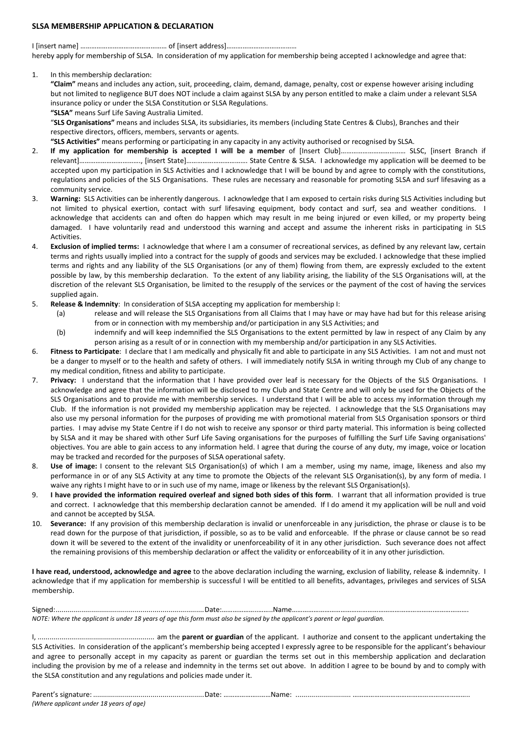## SLSA MEMBERSHIP APPLICATION & DECLARATION

I [insert name] ……………………………………… of [insert address]…………………………………
hereby apply for membership of SLSA. In consideration of my application for membership being accepted I acknowledge and agree that:

1. In this membership declaration:
   **"Claim"** means and includes any action, suit, proceeding, claim, demand, damage, penalty, cost or expense however arising including but not limited to negligence BUT does NOT include a claim against SLSA by any person entitled to make a claim under a relevant SLSA insurance policy or under the SLSA Constitution or SLSA Regulations.
   **"SLSA"** means Surf Life Saving Australia Limited.
   "**SLS Organisations"** means and includes SLSA, its subsidiaries, its members (including State Centres & Clubs), Branches and their respective directors, officers, members, servants or agents.
   **"SLS Activities"** means performing or participating in any capacity in any activity authorised or recognised by SLSA.
2. **If my application for membership is accepted I will be a member** of [Insert Club]……………………………… SLSC, [insert Branch if relevant]……………………………., [insert State]……………………………. State Centre & SLSA. I acknowledge my application will be deemed to be accepted upon my participation in SLS Activities and I acknowledge that I will be bound by and agree to comply with the constitutions, regulations and policies of the SLS Organisations. These rules are necessary and reasonable for promoting SLSA and surf lifesaving as a community service.
3. **Warning:** SLS Activities can be inherently dangerous. I acknowledge that I am exposed to certain risks during SLS Activities including but not limited to physical exertion, contact with surf lifesaving equipment, body contact and surf, sea and weather conditions. I acknowledge that accidents can and often do happen which may result in me being injured or even killed, or my property being damaged. I have voluntarily read and understood this warning and accept and assume the inherent risks in participating in SLS Activities.
4. **Exclusion of implied terms:** I acknowledge that where I am a consumer of recreational services, as defined by any relevant law, certain terms and rights usually implied into a contract for the supply of goods and services may be excluded. I acknowledge that these implied terms and rights and any liability of the SLS Organisations (or any of them) flowing from them, are expressly excluded to the extent possible by law, by this membership declaration. To the extent of any liability arising, the liability of the SLS Organisations will, at the discretion of the relevant SLS Organisation, be limited to the resupply of the services or the payment of the cost of having the services supplied again.
5. **Release & Indemnity**: In consideration of SLSA accepting my application for membership I:
   (a) release and will release the SLS Organisations from all Claims that I may have or may have had but for this release arising from or in connection with my membership and/or participation in any SLS Activities; and
   (b) indemnify and will keep indemnified the SLS Organisations to the extent permitted by law in respect of any Claim by any person arising as a result of or in connection with my membership and/or participation in any SLS Activities.
6. **Fitness to Participate**: I declare that I am medically and physically fit and able to participate in any SLS Activities. I am not and must not be a danger to myself or to the health and safety of others. I will immediately notify SLSA in writing through my Club of any change to my medical condition, fitness and ability to participate.
7. **Privacy:** I understand that the information that I have provided over leaf is necessary for the Objects of the SLS Organisations. I acknowledge and agree that the information will be disclosed to my Club and State Centre and will only be used for the Objects of the SLS Organisations and to provide me with membership services. I understand that I will be able to access my information through my Club. If the information is not provided my membership application may be rejected. I acknowledge that the SLS Organisations may also use my personal information for the purposes of providing me with promotional material from SLS Organisation sponsors or third parties. I may advise my State Centre if I do not wish to receive any sponsor or third party material. This information is being collected by SLSA and it may be shared with other Surf Life Saving organisations for the purposes of fulfilling the Surf Life Saving organisations' objectives. You are able to gain access to any information held. I agree that during the course of any duty, my image, voice or location may be tracked and recorded for the purposes of SLSA operational safety.
8. **Use of image:** I consent to the relevant SLS Organisation(s) of which I am a member, using my name, image, likeness and also my performance in or of any SLS Activity at any time to promote the Objects of the relevant SLS Organisation(s), by any form of media. I waive any rights I might have to or in such use of my name, image or likeness by the relevant SLS Organisation(s).
9. **I have provided the information required overleaf and signed both sides of this form**. I warrant that all information provided is true and correct. I acknowledge that this membership declaration cannot be amended. If I do amend it my application will be null and void and cannot be accepted by SLSA.
10. **Severance:** If any provision of this membership declaration is invalid or unenforceable in any jurisdiction, the phrase or clause is to be read down for the purpose of that jurisdiction, if possible, so as to be valid and enforceable. If the phrase or clause cannot be so read down it will be severed to the extent of the invalidity or unenforceability of it in any other jurisdiction. Such severance does not affect the remaining provisions of this membership declaration or affect the validity or enforceability of it in any other jurisdiction.

**I have read, understood, acknowledge and agree** to the above declaration including the warning, exclusion of liability, release & indemnity. I acknowledge that if my application for membership is successful I will be entitled to all benefits, advantages, privileges and services of SLSA membership.

Signed:..........................................................................Date:……………………..Name……………………………………………………………………………………..
*NOTE: Where the applicant is under 18 years of age this form must also be signed by the applicant's parent or legal guardian.*

I, .......................................................... am the **parent or guardian** of the applicant. I authorize and consent to the applicant undertaking the SLS Activities. In consideration of the applicant's membership being accepted I expressly agree to be responsible for the applicant's behaviour and agree to personally accept in my capacity as parent or guardian the terms set out in this membership application and declaration including the provision by me of a release and indemnity in the terms set out above. In addition I agree to be bound by and to comply with the SLSA constitution and any regulations and policies made under it.

Parent's signature: .......................................................Date: ……………………Name: ............................ ………………………………………………………..
*(Where applicant under 18 years of age)*